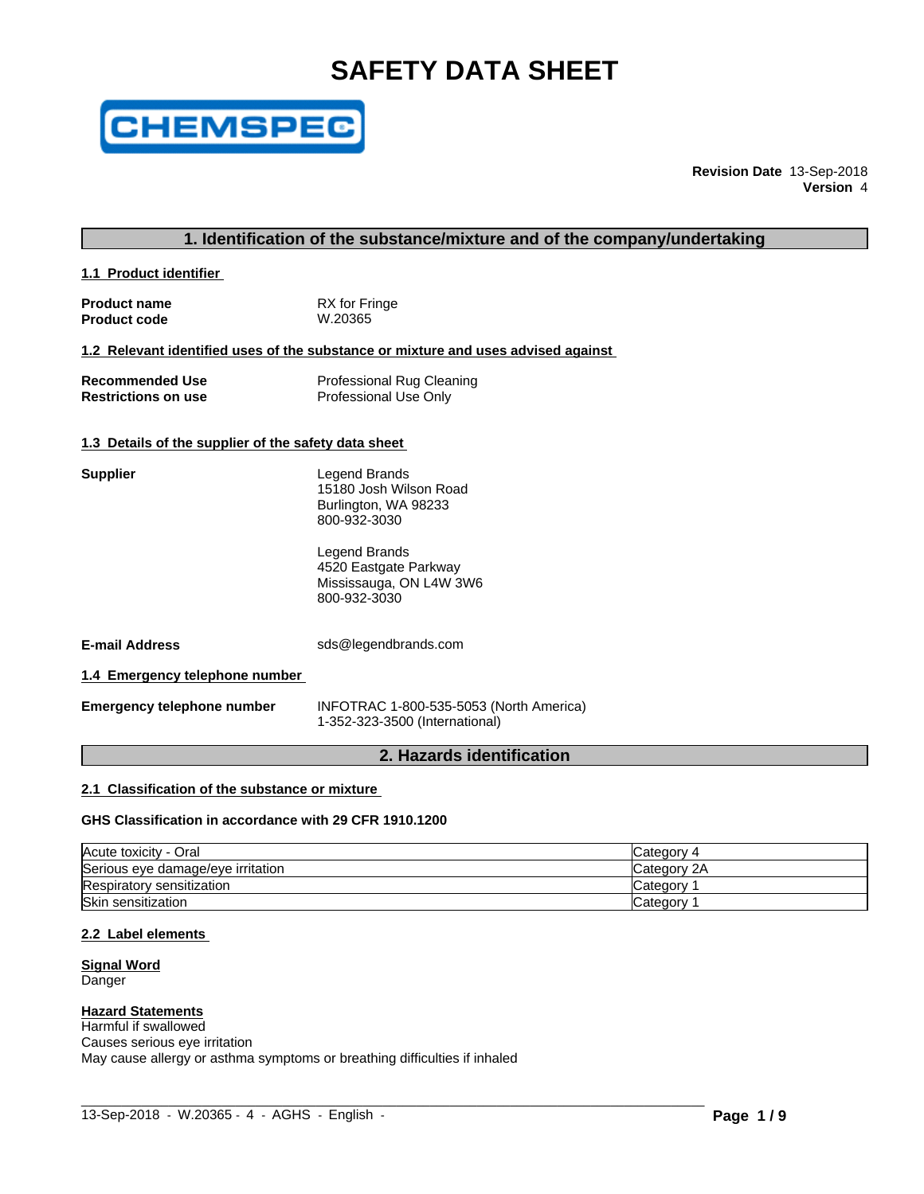# SAFETY DATA SHEET

**Revision Date** 13-Sep-2018
**Version** 4

## 1. Identification of the substance/mixture and of the company/undertaking

### 1.1 Product identifier

**Product name** RX for Fringe
**Product code** W.20365

### 1.2 Relevant identified uses of the substance or mixture and uses advised against

**Recommended Use** Professional Rug Cleaning
**Restrictions on use** Professional Use Only

### 1.3 Details of the supplier of the safety data sheet

**Supplier**

Legend Brands
15180 Josh Wilson Road
Burlington, WA 98233
800-932-3030

Legend Brands
4520 Eastgate Parkway
Mississauga, ON L4W 3W6
800-932-3030

**E-mail Address** sds@legendbrands.com

### 1.4 Emergency telephone number

**Emergency telephone number** INFOTRAC 1-800-535-5053 (North America)
1-352-323-3500 (International)

## 2. Hazards identification

### 2.1 Classification of the substance or mixture

**GHS Classification in accordance with 29 CFR 1910.1200**

| Hazard | Category |
|---|---|
| Acute toxicity - Oral | Category 4 |
| Serious eye damage/eye irritation | Category 2A |
| Respiratory sensitization | Category 1 |
| Skin sensitization | Category 1 |

### 2.2 Label elements

**Signal Word**
Danger

**Hazard Statements**
Harmful if swallowed
Causes serious eye irritation
May cause allergy or asthma symptoms or breathing difficulties if inhaled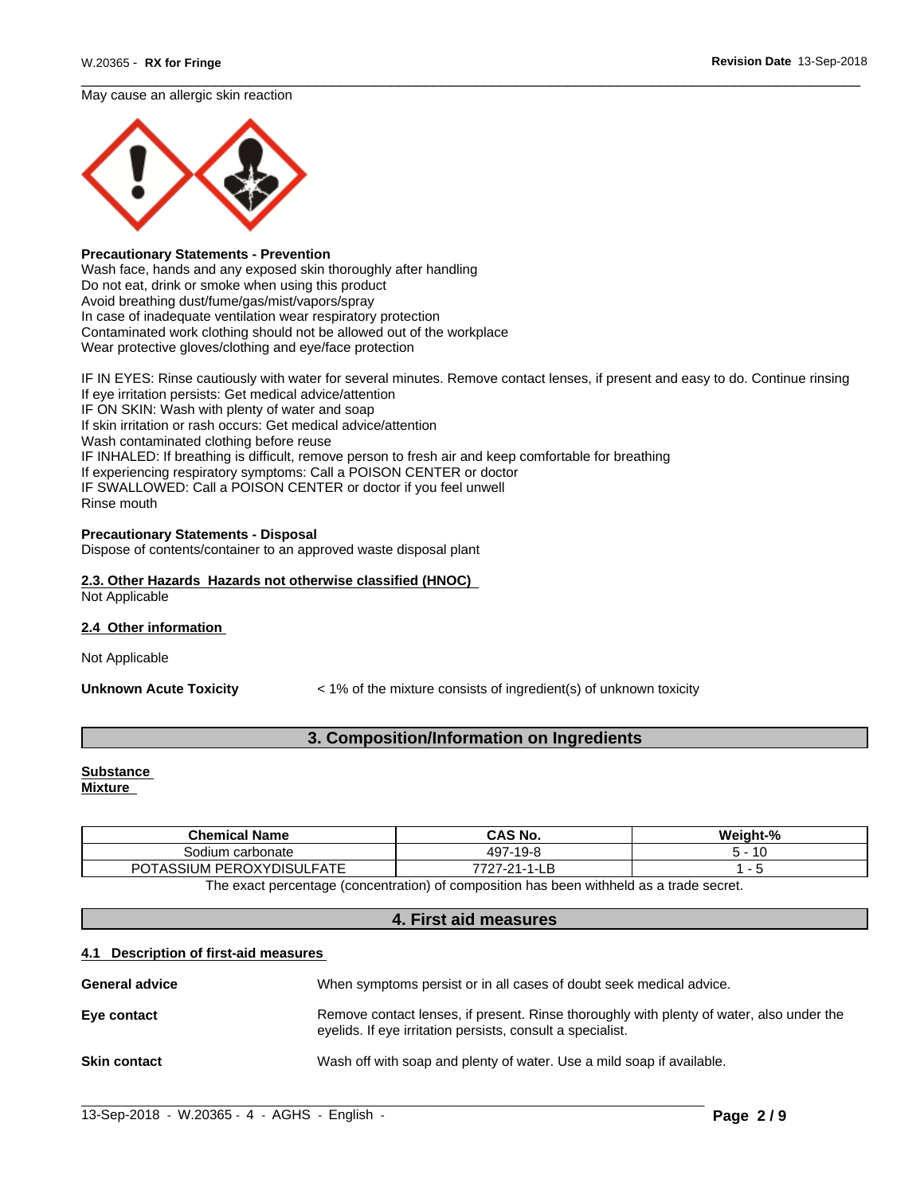May cause an allergic skin reaction

**Precautionary Statements - Prevention**
Wash face, hands and any exposed skin thoroughly after handling
Do not eat, drink or smoke when using this product
Avoid breathing dust/fume/gas/mist/vapors/spray
In case of inadequate ventilation wear respiratory protection
Contaminated work clothing should not be allowed out of the workplace
Wear protective gloves/clothing and eye/face protection

IF IN EYES: Rinse cautiously with water for several minutes. Remove contact lenses, if present and easy to do. Continue rinsing
If eye irritation persists: Get medical advice/attention
IF ON SKIN: Wash with plenty of water and soap
If skin irritation or rash occurs: Get medical advice/attention
Wash contaminated clothing before reuse
IF INHALED: If breathing is difficult, remove person to fresh air and keep comfortable for breathing
If experiencing respiratory symptoms: Call a POISON CENTER or doctor
IF SWALLOWED: Call a POISON CENTER or doctor if you feel unwell
Rinse mouth

**Precautionary Statements - Disposal**
Dispose of contents/container to an approved waste disposal plant

### 2.3. Other Hazards Hazards not otherwise classified (HNOC)

Not Applicable

### 2.4 Other information

Not Applicable

**Unknown Acute Toxicity** < 1% of the mixture consists of ingredient(s) of unknown toxicity

## 3. Composition/Information on Ingredients

**Substance**
**Mixture**

| Chemical Name | CAS No. | Weight-% |
|---|---|---|
| Sodium carbonate | 497-19-8 | 5 - 10 |
| POTASSIUM PEROXYDISULFATE | 7727-21-1-LB | 1 - 5 |

The exact percentage (concentration) of composition has been withheld as a trade secret.

## 4. First aid measures

### 4.1 Description of first-aid measures

**General advice** When symptoms persist or in all cases of doubt seek medical advice.

**Eye contact** Remove contact lenses, if present. Rinse thoroughly with plenty of water, also under the eyelids. If eye irritation persists, consult a specialist.

**Skin contact** Wash off with soap and plenty of water. Use a mild soap if available.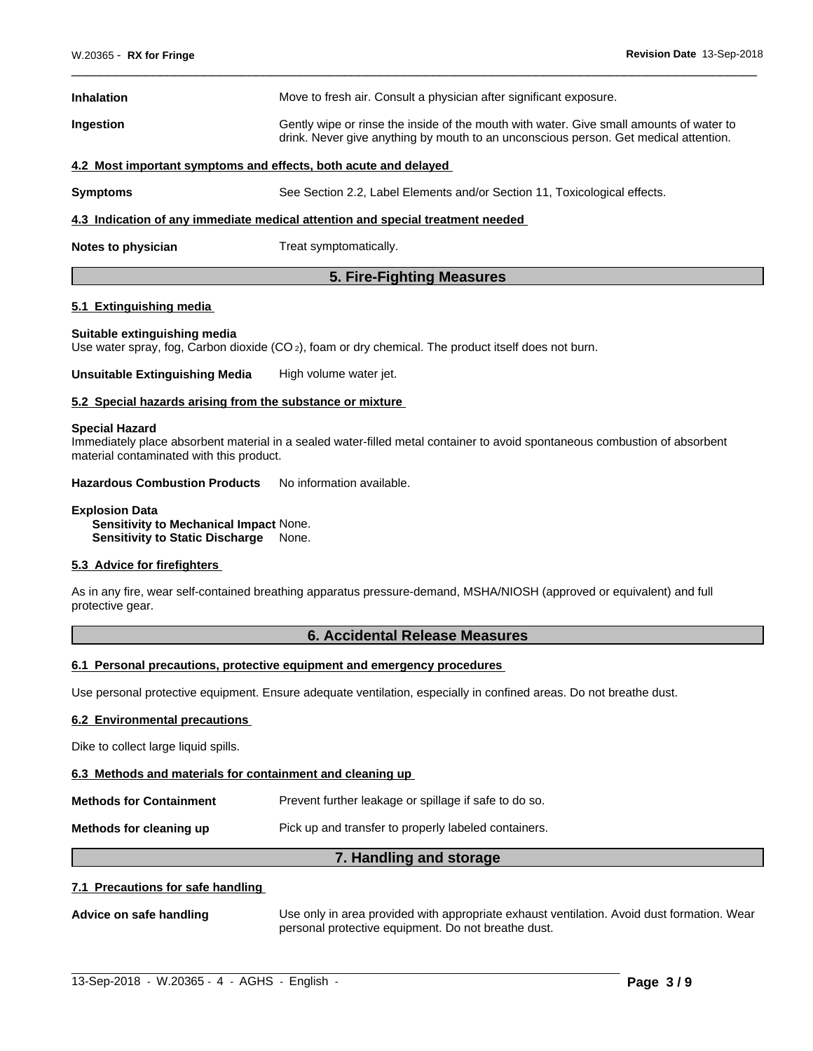**Inhalation** Move to fresh air. Consult a physician after significant exposure.

**Ingestion** Gently wipe or rinse the inside of the mouth with water. Give small amounts of water to drink. Never give anything by mouth to an unconscious person. Get medical attention.

### 4.2 Most important symptoms and effects, both acute and delayed

**Symptoms** See Section 2.2, Label Elements and/or Section 11, Toxicological effects.

### 4.3 Indication of any immediate medical attention and special treatment needed

**Notes to physician** Treat symptomatically.

## 5. Fire-Fighting Measures

### 5.1 Extinguishing media

**Suitable extinguishing media**
Use water spray, fog, Carbon dioxide ($CO_2$), foam or dry chemical. The product itself does not burn.

**Unsuitable Extinguishing Media** High volume water jet.

### 5.2 Special hazards arising from the substance or mixture

**Special Hazard**
Immediately place absorbent material in a sealed water-filled metal container to avoid spontaneous combustion of absorbent material contaminated with this product.

**Hazardous Combustion Products** No information available.

**Explosion Data**
**Sensitivity to Mechanical Impact** None.
**Sensitivity to Static Discharge** None.

### 5.3 Advice for firefighters

As in any fire, wear self-contained breathing apparatus pressure-demand, MSHA/NIOSH (approved or equivalent) and full protective gear.

## 6. Accidental Release Measures

### 6.1 Personal precautions, protective equipment and emergency procedures

Use personal protective equipment. Ensure adequate ventilation, especially in confined areas. Do not breathe dust.

### 6.2 Environmental precautions

Dike to collect large liquid spills.

### 6.3 Methods and materials for containment and cleaning up

**Methods for Containment** Prevent further leakage or spillage if safe to do so.

**Methods for cleaning up** Pick up and transfer to properly labeled containers.

## 7. Handling and storage

### 7.1 Precautions for safe handling

**Advice on safe handling** Use only in area provided with appropriate exhaust ventilation. Avoid dust formation. Wear personal protective equipment. Do not breathe dust.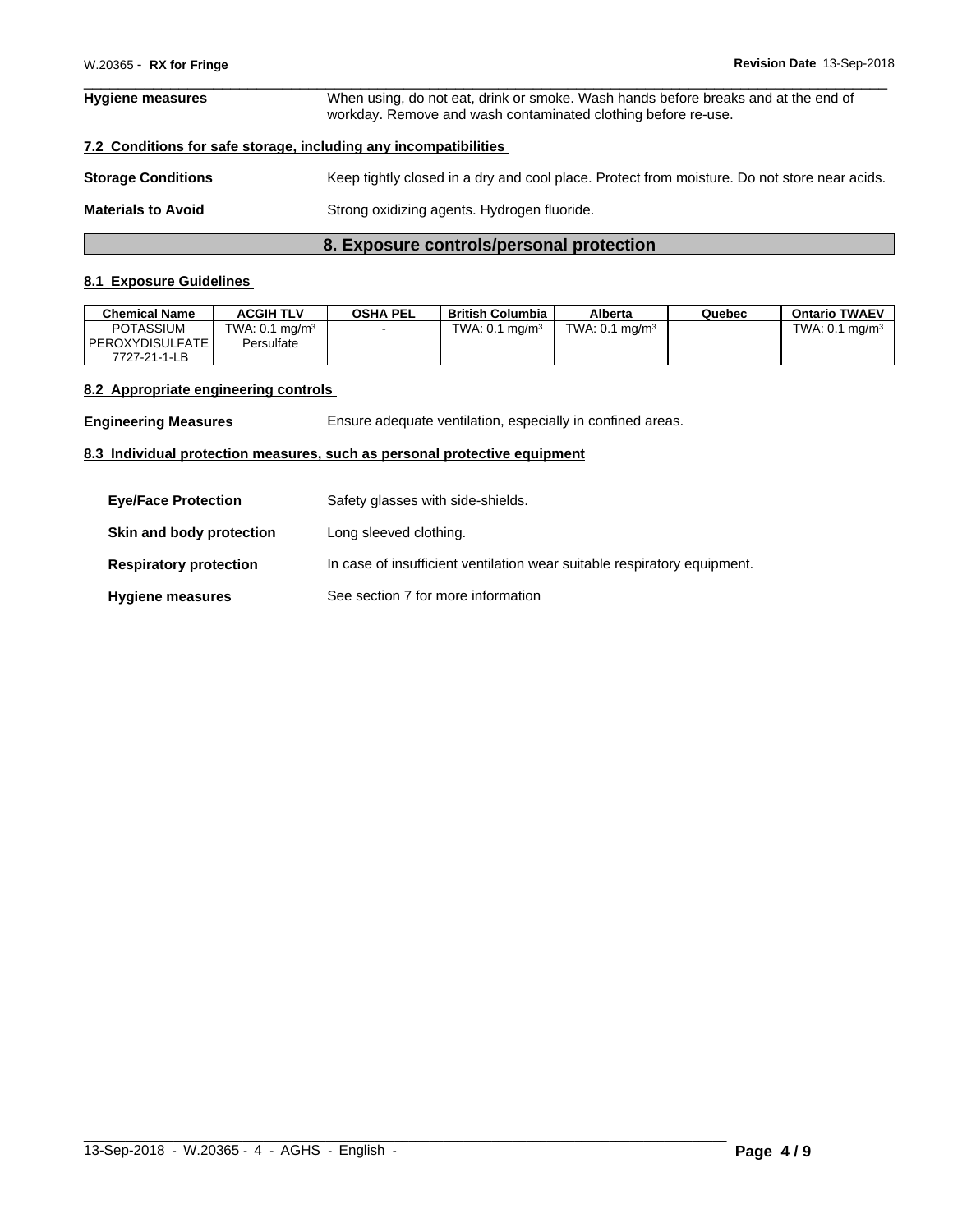| | |
|---|---|
| **Hygiene measures** | When using, do not eat, drink or smoke. Wash hands before breaks and at the end of workday. Remove and wash contaminated clothing before re-use. |

### 7.2 Conditions for safe storage, including any incompatibilities

| | |
|---|---|
| **Storage Conditions** | Keep tightly closed in a dry and cool place. Protect from moisture. Do not store near acids. |
| **Materials to Avoid** | Strong oxidizing agents. Hydrogen fluoride. |

## 8. Exposure controls/personal protection

### 8.1 Exposure Guidelines

| Chemical Name | ACGIH TLV | OSHA PEL | British Columbia | Alberta | Quebec | Ontario TWAEV |
|---|---|---|---|---|---|---|
| POTASSIUM PEROXYDISULFATE 7727-21-1-LB | TWA: 0.1 mg/m$^3$ Persulfate | - | TWA: 0.1 mg/m$^3$ | TWA: 0.1 mg/m$^3$ | | TWA: 0.1 mg/m$^3$ |

### 8.2 Appropriate engineering controls

| | |
|---|---|
| **Engineering Measures** | Ensure adequate ventilation, especially in confined areas. |

### 8.3 Individual protection measures, such as personal protective equipment

| | |
|---|---|
| **Eye/Face Protection** | Safety glasses with side-shields. |
| **Skin and body protection** | Long sleeved clothing. |
| **Respiratory protection** | In case of insufficient ventilation wear suitable respiratory equipment. |
| **Hygiene measures** | See section 7 for more information |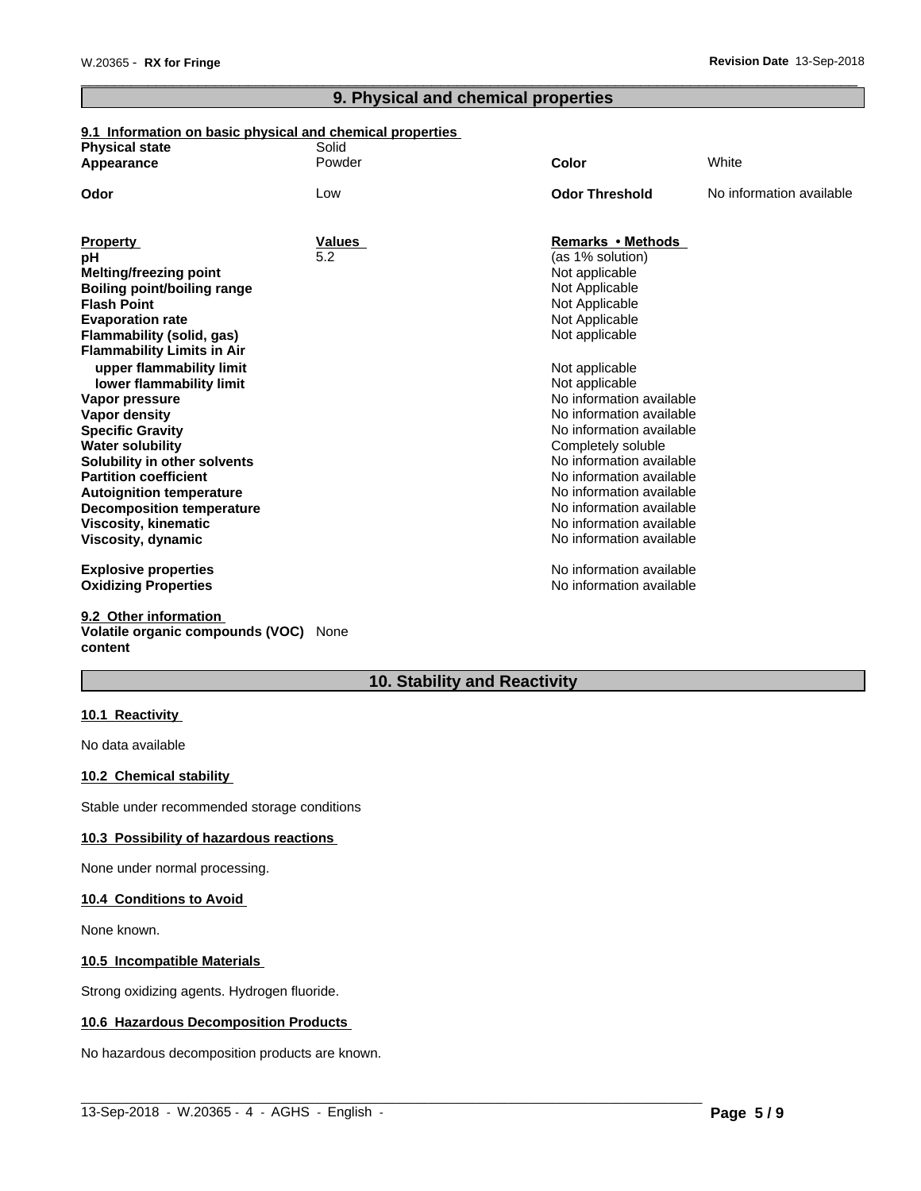## 9. Physical and chemical properties

### 9.1 Information on basic physical and chemical properties

| | | | |
|---|---|---|---|
| **Physical state** | Solid | | |
| **Appearance** | Powder | **Color** | White |
| **Odor** | Low | **Odor Threshold** | No information available |

| **Property** | **Values** | **Remarks • Methods** |
|---|---|---|
| **pH** | 5.2 | (as 1% solution) |
| **Melting/freezing point** | | Not applicable |
| **Boiling point/boiling range** | | Not Applicable |
| **Flash Point** | | Not Applicable |
| **Evaporation rate** | | Not Applicable |
| **Flammability (solid, gas)** | | Not applicable |
| **Flammability Limits in Air** | | |
| **upper flammability limit** | | Not applicable |
| **lower flammability limit** | | Not applicable |
| **Vapor pressure** | | No information available |
| **Vapor density** | | No information available |
| **Specific Gravity** | | No information available |
| **Water solubility** | | Completely soluble |
| **Solubility in other solvents** | | No information available |
| **Partition coefficient** | | No information available |
| **Autoignition temperature** | | No information available |
| **Decomposition temperature** | | No information available |
| **Viscosity, kinematic** | | No information available |
| **Viscosity, dynamic** | | No information available |
| **Explosive properties** | | No information available |
| **Oxidizing Properties** | | No information available |

### 9.2 Other information

**Volatile organic compounds (VOC) content** None

## 10. Stability and Reactivity

### 10.1 Reactivity

No data available

### 10.2 Chemical stability

Stable under recommended storage conditions

### 10.3 Possibility of hazardous reactions

None under normal processing.

### 10.4 Conditions to Avoid

None known.

### 10.5 Incompatible Materials

Strong oxidizing agents. Hydrogen fluoride.

### 10.6 Hazardous Decomposition Products

No hazardous decomposition products are known.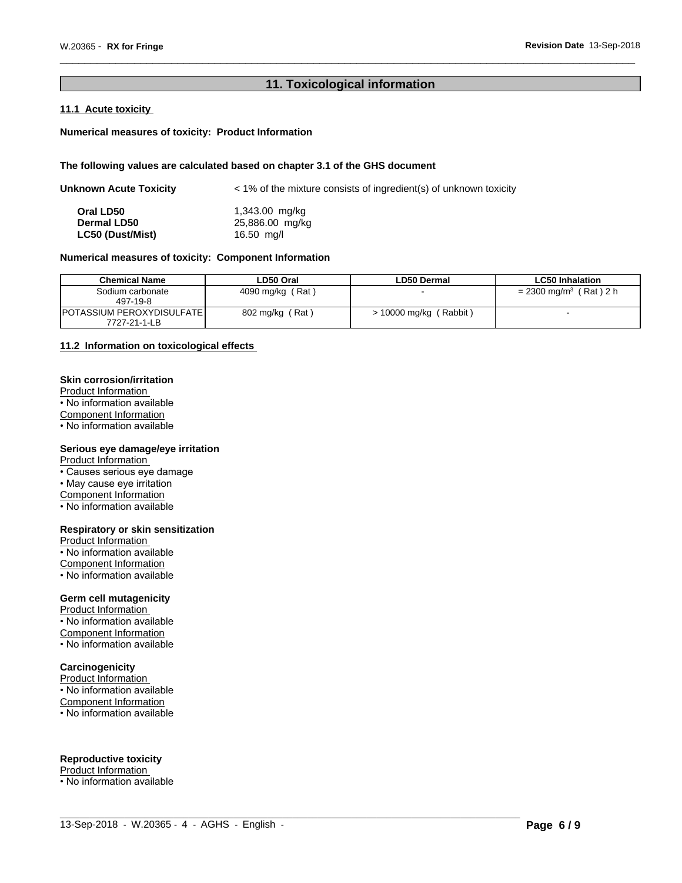## 11. Toxicological information

### 11.1 Acute toxicity

**Numerical measures of toxicity: Product Information**

**The following values are calculated based on chapter 3.1 of the GHS document**

**Unknown Acute Toxicity** < 1% of the mixture consists of ingredient(s) of unknown toxicity

| | |
|---|---|
| **Oral LD50** | 1,343.00 mg/kg |
| **Dermal LD50** | 25,886.00 mg/kg |
| **LC50 (Dust/Mist)** | 16.50 mg/l |

**Numerical measures of toxicity: Component Information**

| Chemical Name | LD50 Oral | LD50 Dermal | LC50 Inhalation |
|---|---|---|---|
| Sodium carbonate 497-19-8 | 4090 mg/kg ( Rat ) | - | = 2300 mg/m$^3$ ( Rat ) 2 h |
| POTASSIUM PEROXYDISULFATE 7727-21-1-LB | 802 mg/kg ( Rat ) | > 10000 mg/kg ( Rabbit ) | - |

### 11.2 Information on toxicological effects

**Skin corrosion/irritation**

Product Information

• No information available

Component Information

• No information available

**Serious eye damage/eye irritation**

Product Information

• Causes serious eye damage

• May cause eye irritation

Component Information

• No information available

**Respiratory or skin sensitization**

Product Information

• No information available

Component Information

• No information available

**Germ cell mutagenicity**

Product Information

• No information available

Component Information

• No information available

**Carcinogenicity**

Product Information

• No information available

Component Information

• No information available

**Reproductive toxicity**

Product Information

• No information available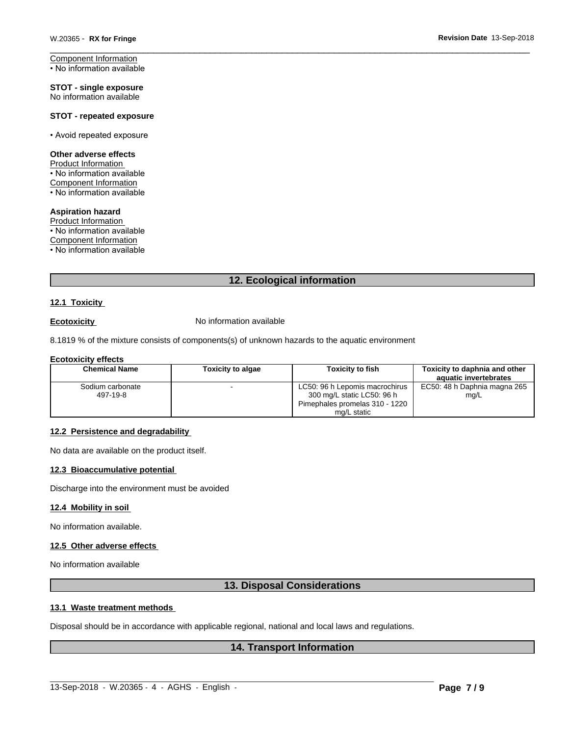Component Information
• No information available

**STOT - single exposure**
No information available

**STOT - repeated exposure**

• Avoid repeated exposure

**Other adverse effects**
Product Information
• No information available
Component Information
• No information available

**Aspiration hazard**
Product Information
• No information available
Component Information
• No information available

## 12. Ecological information

### 12.1 Toxicity

**Ecotoxicity** No information available

8.1819 % of the mixture consists of components(s) of unknown hazards to the aquatic environment

**Ecotoxicity effects**

| Chemical Name | Toxicity to algae | Toxicity to fish | Toxicity to daphnia and other aquatic invertebrates |
|---|---|---|---|
| Sodium carbonate 497-19-8 | - | LC50: 96 h Lepomis macrochirus 300 mg/L static LC50: 96 h Pimephales promelas 310 - 1220 mg/L static | EC50: 48 h Daphnia magna 265 mg/L |

### 12.2 Persistence and degradability

No data are available on the product itself.

### 12.3 Bioaccumulative potential

Discharge into the environment must be avoided

### 12.4 Mobility in soil

No information available.

### 12.5 Other adverse effects

No information available

## 13. Disposal Considerations

### 13.1 Waste treatment methods

Disposal should be in accordance with applicable regional, national and local laws and regulations.

## 14. Transport Information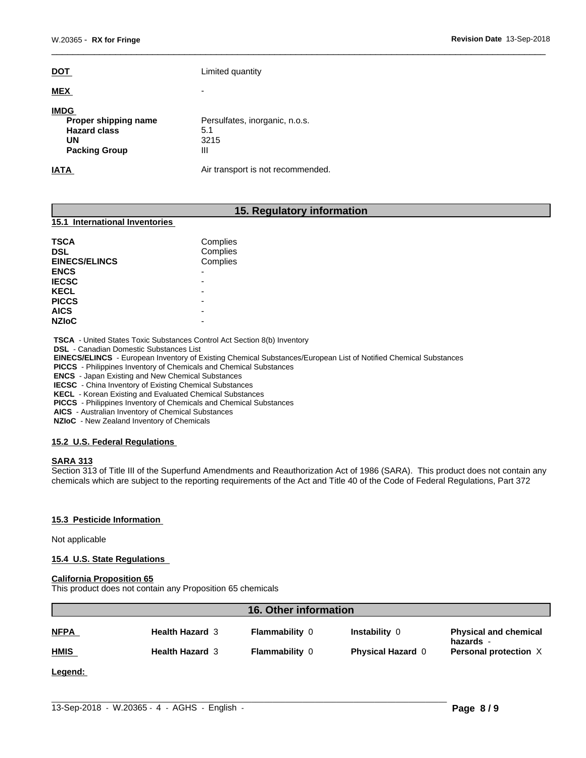| | |
|---|---|
| **DOT** | Limited quantity |
| **MEX** | - |

**IMDG**

| | |
|---|---|
| **Proper shipping name** | Persulfates, inorganic, n.o.s. |
| **Hazard class** | 5.1 |
| **UN** | 3215 |
| **Packing Group** | III |

| | |
|---|---|
| **IATA** | Air transport is not recommended. |

## 15. Regulatory information

### 15.1 International Inventories

| | |
|---|---|
| **TSCA** | Complies |
| **DSL** | Complies |
| **EINECS/ELINCS** | Complies |
| **ENCS** | - |
| **IECSC** | - |
| **KECL** | - |
| **PICCS** | - |
| **AICS** | - |
| **NZIoC** | - |

**TSCA** - United States Toxic Substances Control Act Section 8(b) Inventory
**DSL** - Canadian Domestic Substances List
**EINECS/ELINCS** - European Inventory of Existing Chemical Substances/European List of Notified Chemical Substances
**PICCS** - Philippines Inventory of Chemicals and Chemical Substances
**ENCS** - Japan Existing and New Chemical Substances
**IECSC** - China Inventory of Existing Chemical Substances
**KECL** - Korean Existing and Evaluated Chemical Substances
**PICCS** - Philippines Inventory of Chemicals and Chemical Substances
**AICS** - Australian Inventory of Chemical Substances
**NZIoC** - New Zealand Inventory of Chemicals

### 15.2 U.S. Federal Regulations

**SARA 313**

Section 313 of Title III of the Superfund Amendments and Reauthorization Act of 1986 (SARA). This product does not contain any chemicals which are subject to the reporting requirements of the Act and Title 40 of the Code of Federal Regulations, Part 372

### 15.3 Pesticide Information

Not applicable

### 15.4 U.S. State Regulations

**California Proposition 65**

This product does not contain any Proposition 65 chemicals

## 16. Other information

| | | | | |
|---|---|---|---|---|
| **NFPA** | **Health Hazard** 3 | **Flammability** 0 | **Instability** 0 | **Physical and chemical hazards** - |
| **HMIS** | **Health Hazard** 3 | **Flammability** 0 | **Physical Hazard** 0 | **Personal protection** X |

**Legend:**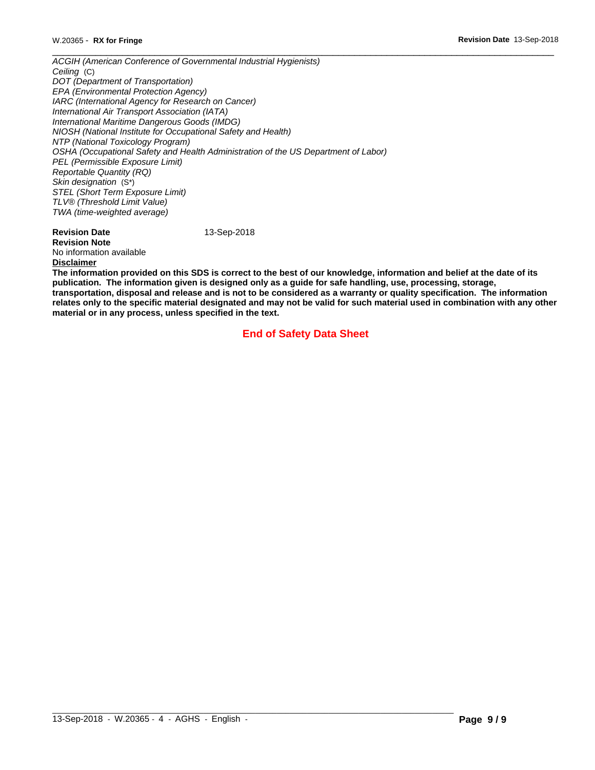*ACGIH (American Conference of Governmental Industrial Hygienists)*
*Ceiling* (C)
*DOT (Department of Transportation)*
*EPA (Environmental Protection Agency)*
*IARC (International Agency for Research on Cancer)*
*International Air Transport Association (IATA)*
*International Maritime Dangerous Goods (IMDG)*
*NIOSH (National Institute for Occupational Safety and Health)*
*NTP (National Toxicology Program)*
*OSHA (Occupational Safety and Health Administration of the US Department of Labor)*
*PEL (Permissible Exposure Limit)*
*Reportable Quantity (RQ)*
*Skin designation* (S*)
*STEL (Short Term Exposure Limit)*
*TLV® (Threshold Limit Value)*
*TWA (time-weighted average)*

**Revision Date** 13-Sep-2018
**Revision Note**
No information available
**Disclaimer**
**The information provided on this SDS is correct to the best of our knowledge, information and belief at the date of its publication. The information given is designed only as a guide for safe handling, use, processing, storage, transportation, disposal and release and is not to be considered as a warranty or quality specification. The information relates only to the specific material designated and may not be valid for such material used in combination with any other material or in any process, unless specified in the text.**

**End of Safety Data Sheet**